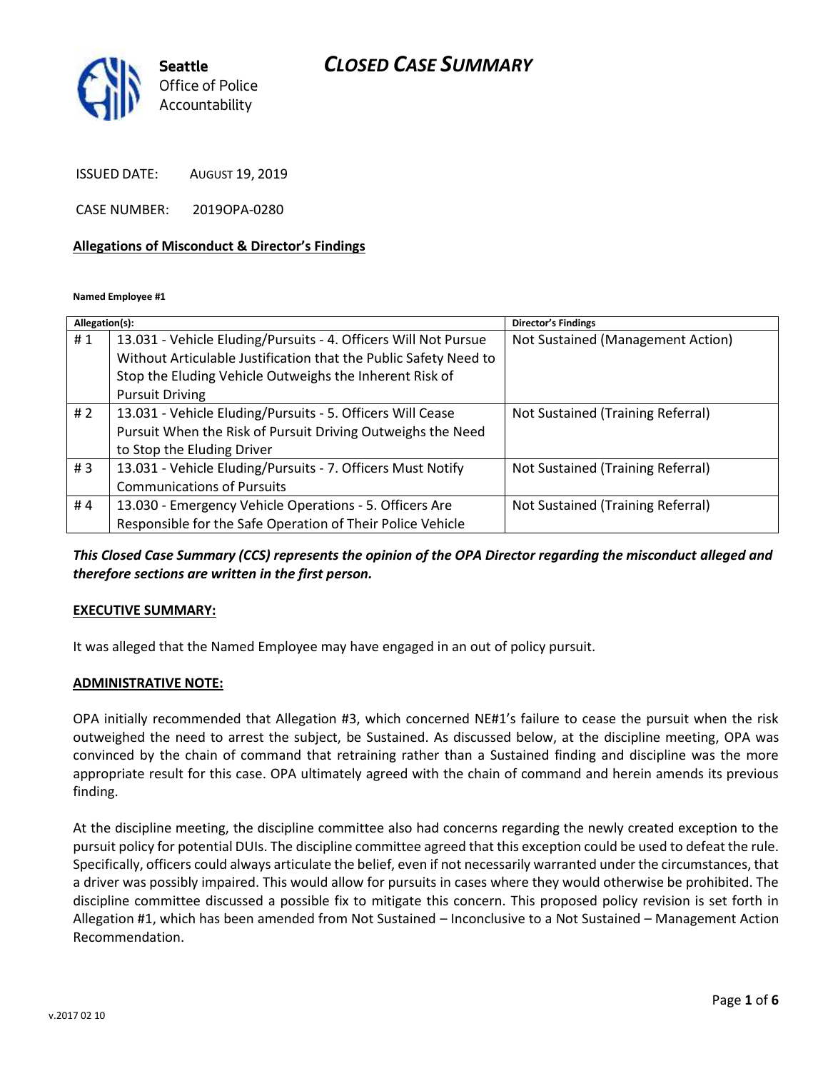Seattle
Office of Police
Accountability

# CLOSED CASE SUMMARY

ISSUED DATE: AUGUST 19, 2019

CASE NUMBER: 2019OPA-0280

**Allegations of Misconduct & Director's Findings**

**Named Employee #1**

| Allegation(s): | | Director's Findings |
|---|---|---|
| # 1 | 13.031 - Vehicle Eluding/Pursuits - 4. Officers Will Not Pursue Without Articulable Justification that the Public Safety Need to Stop the Eluding Vehicle Outweighs the Inherent Risk of Pursuit Driving | Not Sustained (Management Action) |
| # 2 | 13.031 - Vehicle Eluding/Pursuits - 5. Officers Will Cease Pursuit When the Risk of Pursuit Driving Outweighs the Need to Stop the Eluding Driver | Not Sustained (Training Referral) |
| # 3 | 13.031 - Vehicle Eluding/Pursuits - 7. Officers Must Notify Communications of Pursuits | Not Sustained (Training Referral) |
| # 4 | 13.030 - Emergency Vehicle Operations - 5. Officers Are Responsible for the Safe Operation of Their Police Vehicle | Not Sustained (Training Referral) |

***This Closed Case Summary (CCS) represents the opinion of the OPA Director regarding the misconduct alleged and therefore sections are written in the first person.***

**EXECUTIVE SUMMARY:**

It was alleged that the Named Employee may have engaged in an out of policy pursuit.

**ADMINISTRATIVE NOTE:**

OPA initially recommended that Allegation #3, which concerned NE#1's failure to cease the pursuit when the risk outweighed the need to arrest the subject, be Sustained. As discussed below, at the discipline meeting, OPA was convinced by the chain of command that retraining rather than a Sustained finding and discipline was the more appropriate result for this case. OPA ultimately agreed with the chain of command and herein amends its previous finding.

At the discipline meeting, the discipline committee also had concerns regarding the newly created exception to the pursuit policy for potential DUIs. The discipline committee agreed that this exception could be used to defeat the rule. Specifically, officers could always articulate the belief, even if not necessarily warranted under the circumstances, that a driver was possibly impaired. This would allow for pursuits in cases where they would otherwise be prohibited. The discipline committee discussed a possible fix to mitigate this concern. This proposed policy revision is set forth in Allegation #1, which has been amended from Not Sustained – Inconclusive to a Not Sustained – Management Action Recommendation.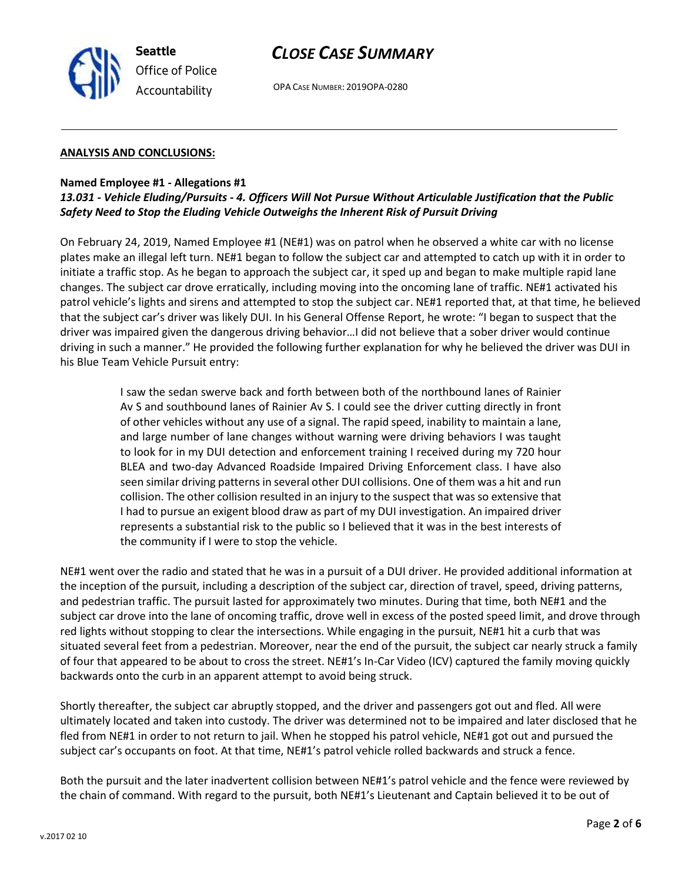**ANALYSIS AND CONCLUSIONS:**

**Named Employee #1 - Allegations #1**
***13.031 - Vehicle Eluding/Pursuits - 4. Officers Will Not Pursue Without Articulable Justification that the Public Safety Need to Stop the Eluding Vehicle Outweighs the Inherent Risk of Pursuit Driving***

On February 24, 2019, Named Employee #1 (NE#1) was on patrol when he observed a white car with no license plates make an illegal left turn. NE#1 began to follow the subject car and attempted to catch up with it in order to initiate a traffic stop. As he began to approach the subject car, it sped up and began to make multiple rapid lane changes. The subject car drove erratically, including moving into the oncoming lane of traffic. NE#1 activated his patrol vehicle's lights and sirens and attempted to stop the subject car. NE#1 reported that, at that time, he believed that the subject car's driver was likely DUI. In his General Offense Report, he wrote: "I began to suspect that the driver was impaired given the dangerous driving behavior…I did not believe that a sober driver would continue driving in such a manner." He provided the following further explanation for why he believed the driver was DUI in his Blue Team Vehicle Pursuit entry:

> I saw the sedan swerve back and forth between both of the northbound lanes of Rainier Av S and southbound lanes of Rainier Av S. I could see the driver cutting directly in front of other vehicles without any use of a signal. The rapid speed, inability to maintain a lane, and large number of lane changes without warning were driving behaviors I was taught to look for in my DUI detection and enforcement training I received during my 720 hour BLEA and two-day Advanced Roadside Impaired Driving Enforcement class. I have also seen similar driving patterns in several other DUI collisions. One of them was a hit and run collision. The other collision resulted in an injury to the suspect that was so extensive that I had to pursue an exigent blood draw as part of my DUI investigation. An impaired driver represents a substantial risk to the public so I believed that it was in the best interests of the community if I were to stop the vehicle.

NE#1 went over the radio and stated that he was in a pursuit of a DUI driver. He provided additional information at the inception of the pursuit, including a description of the subject car, direction of travel, speed, driving patterns, and pedestrian traffic. The pursuit lasted for approximately two minutes. During that time, both NE#1 and the subject car drove into the lane of oncoming traffic, drove well in excess of the posted speed limit, and drove through red lights without stopping to clear the intersections. While engaging in the pursuit, NE#1 hit a curb that was situated several feet from a pedestrian. Moreover, near the end of the pursuit, the subject car nearly struck a family of four that appeared to be about to cross the street. NE#1's In-Car Video (ICV) captured the family moving quickly backwards onto the curb in an apparent attempt to avoid being struck.

Shortly thereafter, the subject car abruptly stopped, and the driver and passengers got out and fled. All were ultimately located and taken into custody. The driver was determined not to be impaired and later disclosed that he fled from NE#1 in order to not return to jail. When he stopped his patrol vehicle, NE#1 got out and pursued the subject car's occupants on foot. At that time, NE#1's patrol vehicle rolled backwards and struck a fence.

Both the pursuit and the later inadvertent collision between NE#1's patrol vehicle and the fence were reviewed by the chain of command. With regard to the pursuit, both NE#1's Lieutenant and Captain believed it to be out of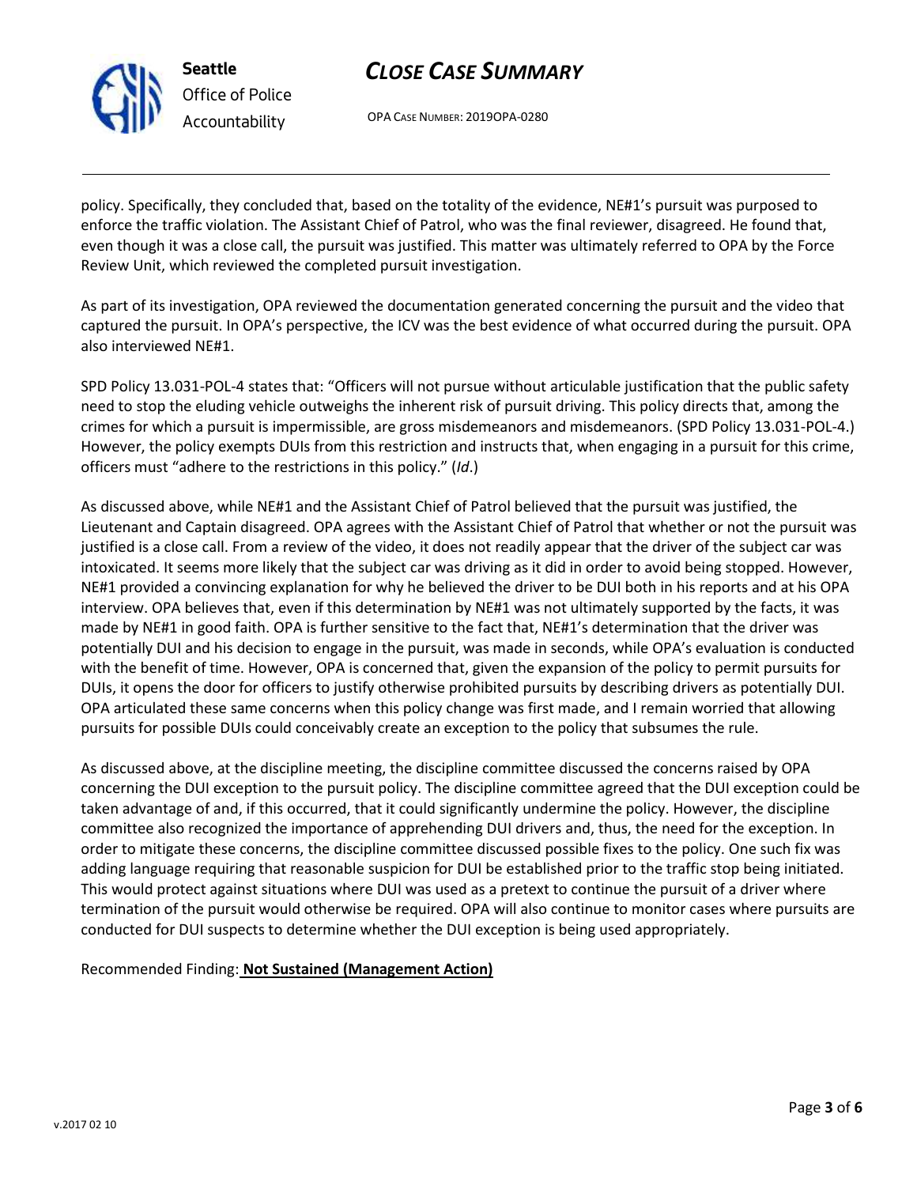policy. Specifically, they concluded that, based on the totality of the evidence, NE#1's pursuit was purposed to enforce the traffic violation. The Assistant Chief of Patrol, who was the final reviewer, disagreed. He found that, even though it was a close call, the pursuit was justified. This matter was ultimately referred to OPA by the Force Review Unit, which reviewed the completed pursuit investigation.

As part of its investigation, OPA reviewed the documentation generated concerning the pursuit and the video that captured the pursuit. In OPA's perspective, the ICV was the best evidence of what occurred during the pursuit. OPA also interviewed NE#1.

SPD Policy 13.031-POL-4 states that: "Officers will not pursue without articulable justification that the public safety need to stop the eluding vehicle outweighs the inherent risk of pursuit driving. This policy directs that, among the crimes for which a pursuit is impermissible, are gross misdemeanors and misdemeanors. (SPD Policy 13.031-POL-4.) However, the policy exempts DUIs from this restriction and instructs that, when engaging in a pursuit for this crime, officers must "adhere to the restrictions in this policy." (*Id*.)

As discussed above, while NE#1 and the Assistant Chief of Patrol believed that the pursuit was justified, the Lieutenant and Captain disagreed. OPA agrees with the Assistant Chief of Patrol that whether or not the pursuit was justified is a close call. From a review of the video, it does not readily appear that the driver of the subject car was intoxicated. It seems more likely that the subject car was driving as it did in order to avoid being stopped. However, NE#1 provided a convincing explanation for why he believed the driver to be DUI both in his reports and at his OPA interview. OPA believes that, even if this determination by NE#1 was not ultimately supported by the facts, it was made by NE#1 in good faith. OPA is further sensitive to the fact that, NE#1's determination that the driver was potentially DUI and his decision to engage in the pursuit, was made in seconds, while OPA's evaluation is conducted with the benefit of time. However, OPA is concerned that, given the expansion of the policy to permit pursuits for DUIs, it opens the door for officers to justify otherwise prohibited pursuits by describing drivers as potentially DUI. OPA articulated these same concerns when this policy change was first made, and I remain worried that allowing pursuits for possible DUIs could conceivably create an exception to the policy that subsumes the rule.

As discussed above, at the discipline meeting, the discipline committee discussed the concerns raised by OPA concerning the DUI exception to the pursuit policy. The discipline committee agreed that the DUI exception could be taken advantage of and, if this occurred, that it could significantly undermine the policy. However, the discipline committee also recognized the importance of apprehending DUI drivers and, thus, the need for the exception. In order to mitigate these concerns, the discipline committee discussed possible fixes to the policy. One such fix was adding language requiring that reasonable suspicion for DUI be established prior to the traffic stop being initiated. This would protect against situations where DUI was used as a pretext to continue the pursuit of a driver where termination of the pursuit would otherwise be required. OPA will also continue to monitor cases where pursuits are conducted for DUI suspects to determine whether the DUI exception is being used appropriately.

Recommended Finding: **Not Sustained (Management Action)**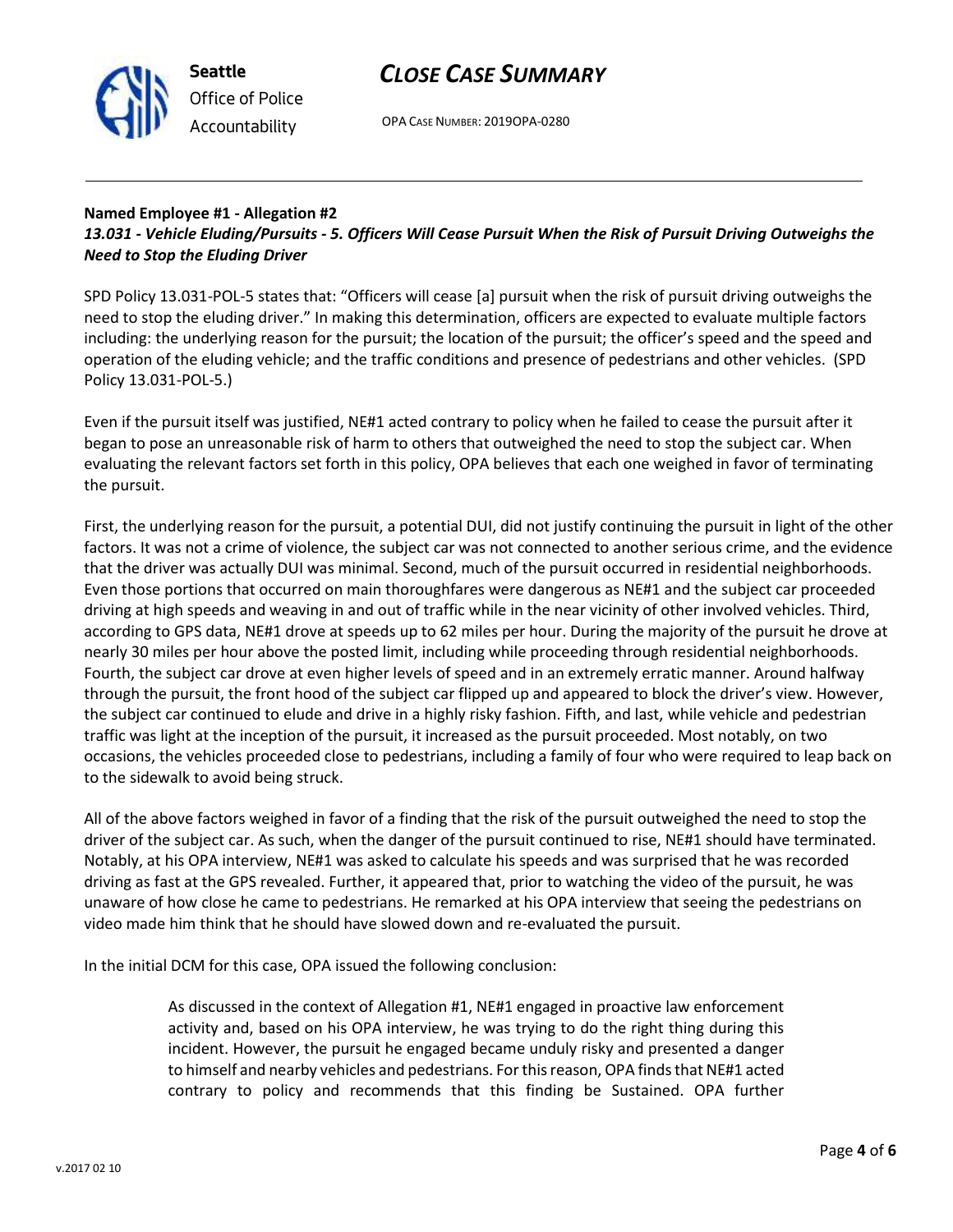**Named Employee #1 - Allegation #2**
***13.031 - Vehicle Eluding/Pursuits - 5. Officers Will Cease Pursuit When the Risk of Pursuit Driving Outweighs the Need to Stop the Eluding Driver***

SPD Policy 13.031-POL-5 states that: "Officers will cease [a] pursuit when the risk of pursuit driving outweighs the need to stop the eluding driver." In making this determination, officers are expected to evaluate multiple factors including: the underlying reason for the pursuit; the location of the pursuit; the officer's speed and the speed and operation of the eluding vehicle; and the traffic conditions and presence of pedestrians and other vehicles. (SPD Policy 13.031-POL-5.)

Even if the pursuit itself was justified, NE#1 acted contrary to policy when he failed to cease the pursuit after it began to pose an unreasonable risk of harm to others that outweighed the need to stop the subject car. When evaluating the relevant factors set forth in this policy, OPA believes that each one weighed in favor of terminating the pursuit.

First, the underlying reason for the pursuit, a potential DUI, did not justify continuing the pursuit in light of the other factors. It was not a crime of violence, the subject car was not connected to another serious crime, and the evidence that the driver was actually DUI was minimal. Second, much of the pursuit occurred in residential neighborhoods. Even those portions that occurred on main thoroughfares were dangerous as NE#1 and the subject car proceeded driving at high speeds and weaving in and out of traffic while in the near vicinity of other involved vehicles. Third, according to GPS data, NE#1 drove at speeds up to 62 miles per hour. During the majority of the pursuit he drove at nearly 30 miles per hour above the posted limit, including while proceeding through residential neighborhoods. Fourth, the subject car drove at even higher levels of speed and in an extremely erratic manner. Around halfway through the pursuit, the front hood of the subject car flipped up and appeared to block the driver's view. However, the subject car continued to elude and drive in a highly risky fashion. Fifth, and last, while vehicle and pedestrian traffic was light at the inception of the pursuit, it increased as the pursuit proceeded. Most notably, on two occasions, the vehicles proceeded close to pedestrians, including a family of four who were required to leap back on to the sidewalk to avoid being struck.

All of the above factors weighed in favor of a finding that the risk of the pursuit outweighed the need to stop the driver of the subject car. As such, when the danger of the pursuit continued to rise, NE#1 should have terminated. Notably, at his OPA interview, NE#1 was asked to calculate his speeds and was surprised that he was recorded driving as fast at the GPS revealed. Further, it appeared that, prior to watching the video of the pursuit, he was unaware of how close he came to pedestrians. He remarked at his OPA interview that seeing the pedestrians on video made him think that he should have slowed down and re-evaluated the pursuit.

In the initial DCM for this case, OPA issued the following conclusion:

> As discussed in the context of Allegation #1, NE#1 engaged in proactive law enforcement activity and, based on his OPA interview, he was trying to do the right thing during this incident. However, the pursuit he engaged became unduly risky and presented a danger to himself and nearby vehicles and pedestrians. For this reason, OPA finds that NE#1 acted contrary to policy and recommends that this finding be Sustained. OPA further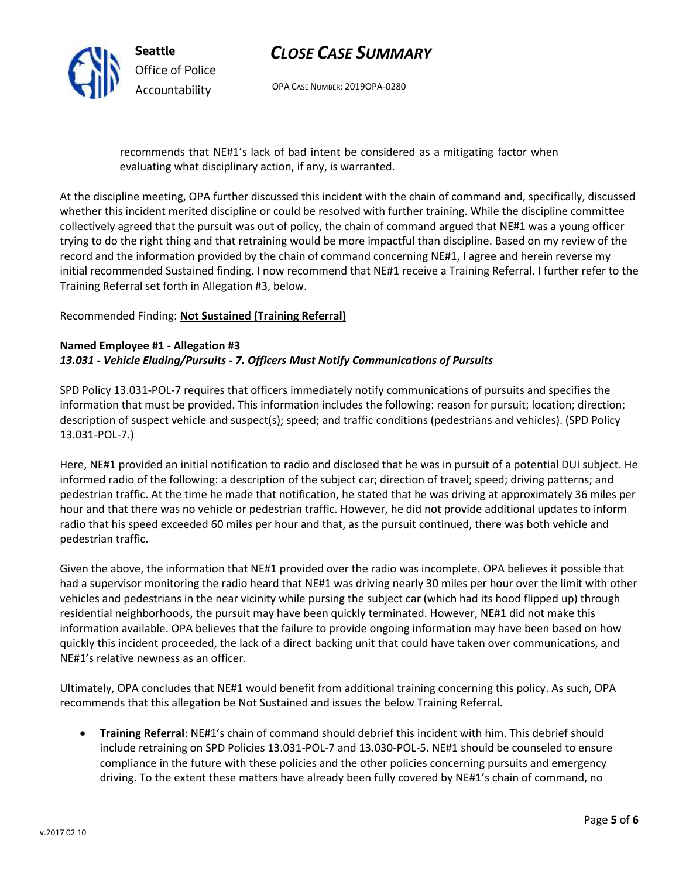recommends that NE#1's lack of bad intent be considered as a mitigating factor when evaluating what disciplinary action, if any, is warranted.

At the discipline meeting, OPA further discussed this incident with the chain of command and, specifically, discussed whether this incident merited discipline or could be resolved with further training. While the discipline committee collectively agreed that the pursuit was out of policy, the chain of command argued that NE#1 was a young officer trying to do the right thing and that retraining would be more impactful than discipline. Based on my review of the record and the information provided by the chain of command concerning NE#1, I agree and herein reverse my initial recommended Sustained finding. I now recommend that NE#1 receive a Training Referral. I further refer to the Training Referral set forth in Allegation #3, below.

Recommended Finding: **Not Sustained (Training Referral)**

**Named Employee #1 - Allegation #3**
***13.031 - Vehicle Eluding/Pursuits - 7. Officers Must Notify Communications of Pursuits***

SPD Policy 13.031-POL-7 requires that officers immediately notify communications of pursuits and specifies the information that must be provided. This information includes the following: reason for pursuit; location; direction; description of suspect vehicle and suspect(s); speed; and traffic conditions (pedestrians and vehicles). (SPD Policy 13.031-POL-7.)

Here, NE#1 provided an initial notification to radio and disclosed that he was in pursuit of a potential DUI subject. He informed radio of the following: a description of the subject car; direction of travel; speed; driving patterns; and pedestrian traffic. At the time he made that notification, he stated that he was driving at approximately 36 miles per hour and that there was no vehicle or pedestrian traffic. However, he did not provide additional updates to inform radio that his speed exceeded 60 miles per hour and that, as the pursuit continued, there was both vehicle and pedestrian traffic.

Given the above, the information that NE#1 provided over the radio was incomplete. OPA believes it possible that had a supervisor monitoring the radio heard that NE#1 was driving nearly 30 miles per hour over the limit with other vehicles and pedestrians in the near vicinity while pursing the subject car (which had its hood flipped up) through residential neighborhoods, the pursuit may have been quickly terminated. However, NE#1 did not make this information available. OPA believes that the failure to provide ongoing information may have been based on how quickly this incident proceeded, the lack of a direct backing unit that could have taken over communications, and NE#1's relative newness as an officer.

Ultimately, OPA concludes that NE#1 would benefit from additional training concerning this policy. As such, OPA recommends that this allegation be Not Sustained and issues the below Training Referral.

- **Training Referral**: NE#1's chain of command should debrief this incident with him. This debrief should include retraining on SPD Policies 13.031-POL-7 and 13.030-POL-5. NE#1 should be counseled to ensure compliance in the future with these policies and the other policies concerning pursuits and emergency driving. To the extent these matters have already been fully covered by NE#1's chain of command, no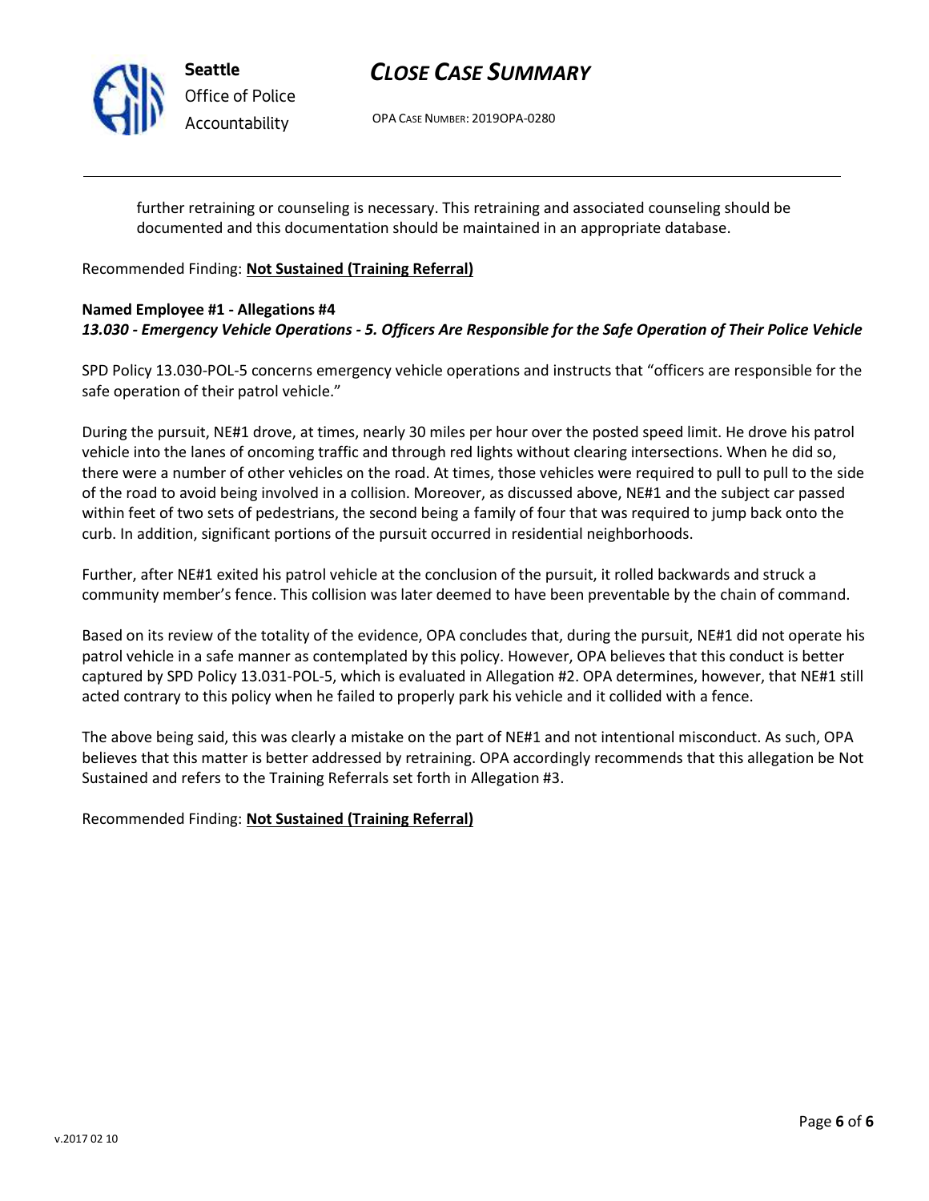further retraining or counseling is necessary. This retraining and associated counseling should be documented and this documentation should be maintained in an appropriate database.

Recommended Finding: **Not Sustained (Training Referral)**

**Named Employee #1 - Allegations #4**
***13.030 - Emergency Vehicle Operations - 5. Officers Are Responsible for the Safe Operation of Their Police Vehicle***

SPD Policy 13.030-POL-5 concerns emergency vehicle operations and instructs that "officers are responsible for the safe operation of their patrol vehicle."

During the pursuit, NE#1 drove, at times, nearly 30 miles per hour over the posted speed limit. He drove his patrol vehicle into the lanes of oncoming traffic and through red lights without clearing intersections. When he did so, there were a number of other vehicles on the road. At times, those vehicles were required to pull to pull to the side of the road to avoid being involved in a collision. Moreover, as discussed above, NE#1 and the subject car passed within feet of two sets of pedestrians, the second being a family of four that was required to jump back onto the curb. In addition, significant portions of the pursuit occurred in residential neighborhoods.

Further, after NE#1 exited his patrol vehicle at the conclusion of the pursuit, it rolled backwards and struck a community member's fence. This collision was later deemed to have been preventable by the chain of command.

Based on its review of the totality of the evidence, OPA concludes that, during the pursuit, NE#1 did not operate his patrol vehicle in a safe manner as contemplated by this policy. However, OPA believes that this conduct is better captured by SPD Policy 13.031-POL-5, which is evaluated in Allegation #2. OPA determines, however, that NE#1 still acted contrary to this policy when he failed to properly park his vehicle and it collided with a fence.

The above being said, this was clearly a mistake on the part of NE#1 and not intentional misconduct. As such, OPA believes that this matter is better addressed by retraining. OPA accordingly recommends that this allegation be Not Sustained and refers to the Training Referrals set forth in Allegation #3.

Recommended Finding: **Not Sustained (Training Referral)**